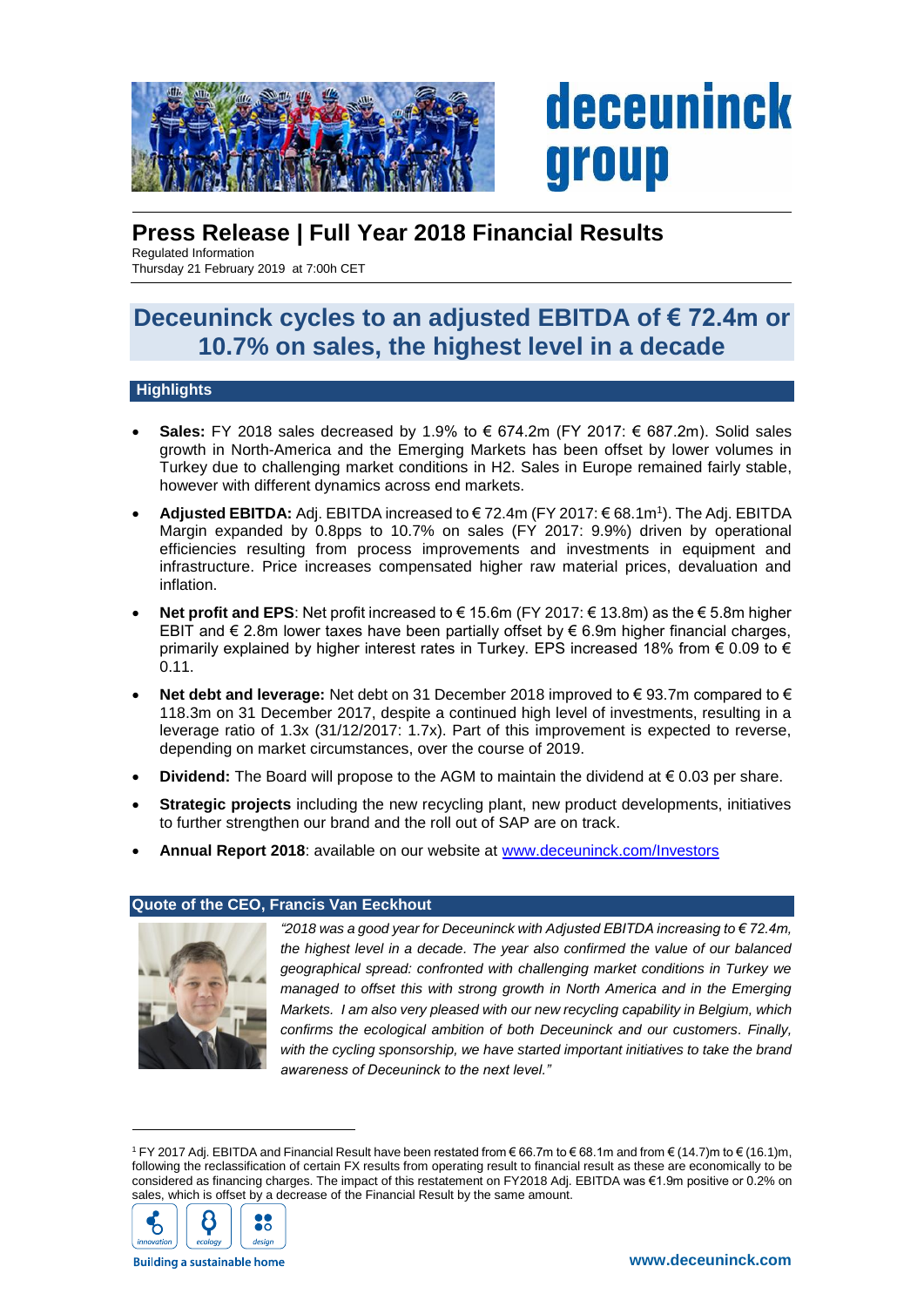# Press Release | Full Year 2018 Financial Results

Regulated Information
Thursday 21 February 2019 at 7:00h CET

## Deceuninck cycles to an adjusted EBITDA of € 72.4m or 10.7% on sales, the highest level in a decade

### Highlights

- **Sales:** FY 2018 sales decreased by 1.9% to € 674.2m (FY 2017: € 687.2m). Solid sales growth in North-America and the Emerging Markets has been offset by lower volumes in Turkey due to challenging market conditions in H2. Sales in Europe remained fairly stable, however with different dynamics across end markets.
- **Adjusted EBITDA:** Adj. EBITDA increased to € 72.4m (FY 2017: € 68.1m[1]). The Adj. EBITDA Margin expanded by 0.8pps to 10.7% on sales (FY 2017: 9.9%) driven by operational efficiencies resulting from process improvements and investments in equipment and infrastructure. Price increases compensated higher raw material prices, devaluation and inflation.
- **Net profit and EPS**: Net profit increased to € 15.6m (FY 2017: € 13.8m) as the € 5.8m higher EBIT and € 2.8m lower taxes have been partially offset by € 6.9m higher financial charges, primarily explained by higher interest rates in Turkey. EPS increased 18% from € 0.09 to € 0.11.
- **Net debt and leverage:** Net debt on 31 December 2018 improved to € 93.7m compared to € 118.3m on 31 December 2017, despite a continued high level of investments, resulting in a leverage ratio of 1.3x (31/12/2017: 1.7x). Part of this improvement is expected to reverse, depending on market circumstances, over the course of 2019.
- **Dividend:** The Board will propose to the AGM to maintain the dividend at € 0.03 per share.
- **Strategic projects** including the new recycling plant, new product developments, initiatives to further strengthen our brand and the roll out of SAP are on track.
- **Annual Report 2018**: available on our website at [www.deceuninck.com/Investors](www.deceuninck.com/Investors)

### Quote of the CEO, Francis Van Eeckhout

*"2018 was a good year for Deceuninck with Adjusted EBITDA increasing to € 72.4m, the highest level in a decade. The year also confirmed the value of our balanced geographical spread: confronted with challenging market conditions in Turkey we managed to offset this with strong growth in North America and in the Emerging Markets. I am also very pleased with our new recycling capability in Belgium, which confirms the ecological ambition of both Deceuninck and our customers. Finally, with the cycling sponsorship, we have started important initiatives to take the brand awareness of Deceuninck to the next level."*

---

[1] FY 2017 Adj. EBITDA and Financial Result have been restated from € 66.7m to € 68.1m and from € (14.7)m to € (16.1)m, following the reclassification of certain FX results from operating result to financial result as these are economically to be considered as financing charges. The impact of this restatement on FY2018 Adj. EBITDA was €1.9m positive or 0.2% on sales, which is offset by a decrease of the Financial Result by the same amount.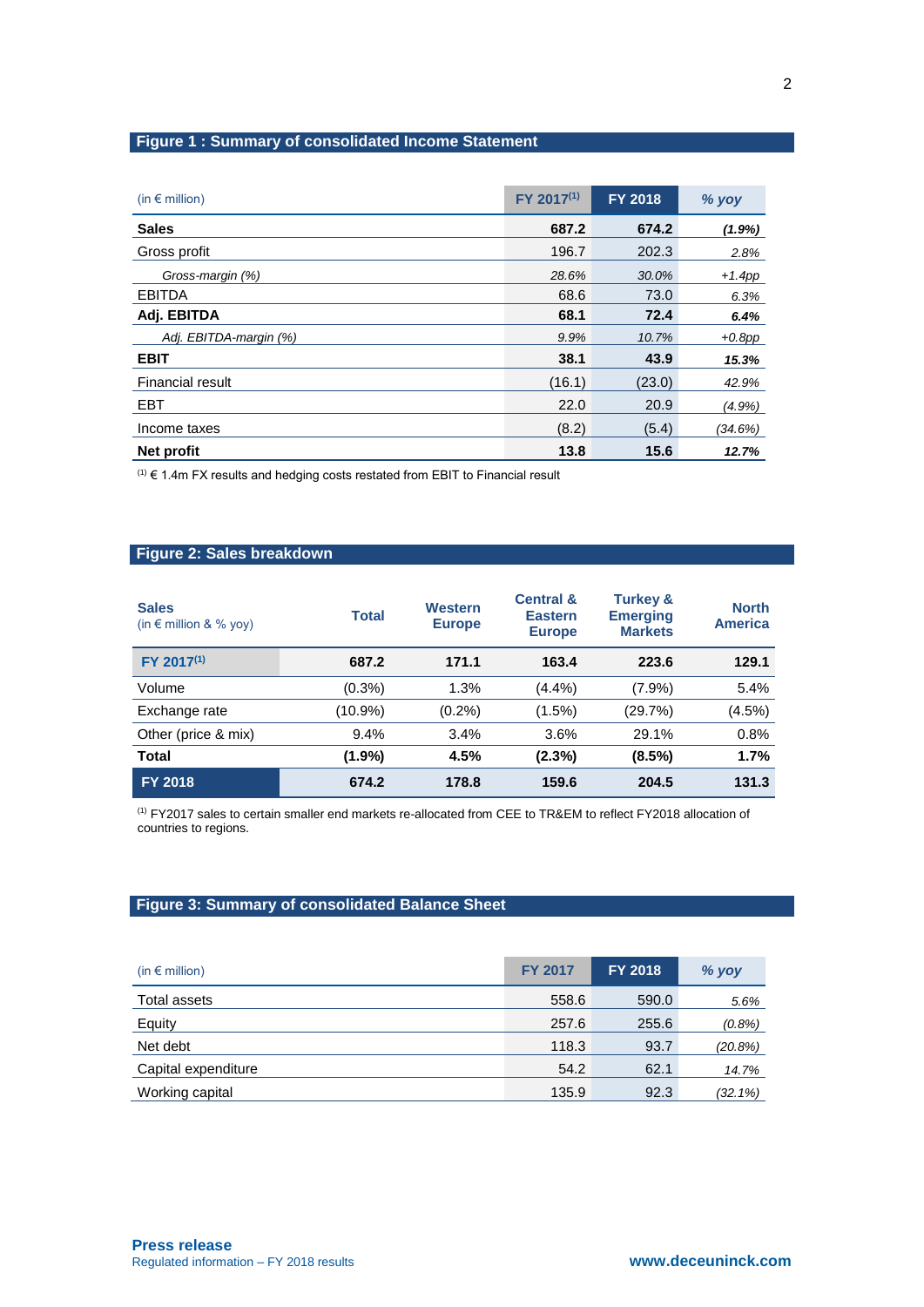## Figure 1 : Summary of consolidated Income Statement

| (in € million) | FY 2017[1] | FY 2018 | *% yoy* |
|---|---|---|---|
| **Sales** | **687.2** | **674.2** | ***(1.9%)*** |
| Gross profit | 196.7 | 202.3 | *2.8%* |
| *Gross-margin (%)* | *28.6%* | *30.0%* | *+1.4pp* |
| EBITDA | 68.6 | 73.0 | *6.3%* |
| **Adj. EBITDA** | **68.1** | **72.4** | ***6.4%*** |
| *Adj. EBITDA-margin (%)* | *9.9%* | *10.7%* | *+0.8pp* |
| **EBIT** | **38.1** | **43.9** | ***15.3%*** |
| Financial result | (16.1) | (23.0) | *42.9%* |
| EBT | 22.0 | 20.9 | *(4.9%)* |
| Income taxes | (8.2) | (5.4) | *(34.6%)* |
| **Net profit** | **13.8** | **15.6** | ***12.7%*** |

[1] € 1.4m FX results and hedging costs restated from EBIT to Financial result

## Figure 2: Sales breakdown

| Sales (in € million & % yoy) | Total | Western Europe | Central & Eastern Europe | Turkey & Emerging Markets | North America |
|---|---|---|---|---|---|
| **FY 2017[1]** | **687.2** | **171.1** | **163.4** | **223.6** | **129.1** |
| Volume | (0.3%) | 1.3% | (4.4%) | (7.9%) | 5.4% |
| Exchange rate | (10.9%) | (0.2%) | (1.5%) | (29.7%) | (4.5%) |
| Other (price & mix) | 9.4% | 3.4% | 3.6% | 29.1% | 0.8% |
| **Total** | **(1.9%)** | **4.5%** | **(2.3%)** | **(8.5%)** | **1.7%** |
| **FY 2018** | **674.2** | **178.8** | **159.6** | **204.5** | **131.3** |

[1] FY2017 sales to certain smaller end markets re-allocated from CEE to TR&EM to reflect FY2018 allocation of countries to regions.

## Figure 3: Summary of consolidated Balance Sheet

| (in € million) | FY 2017 | FY 2018 | *% yoy* |
|---|---|---|---|
| Total assets | 558.6 | 590.0 | *5.6%* |
| Equity | 257.6 | 255.6 | *(0.8%)* |
| Net debt | 118.3 | 93.7 | *(20.8%)* |
| Capital expenditure | 54.2 | 62.1 | *14.7%* |
| Working capital | 135.9 | 92.3 | *(32.1%)* |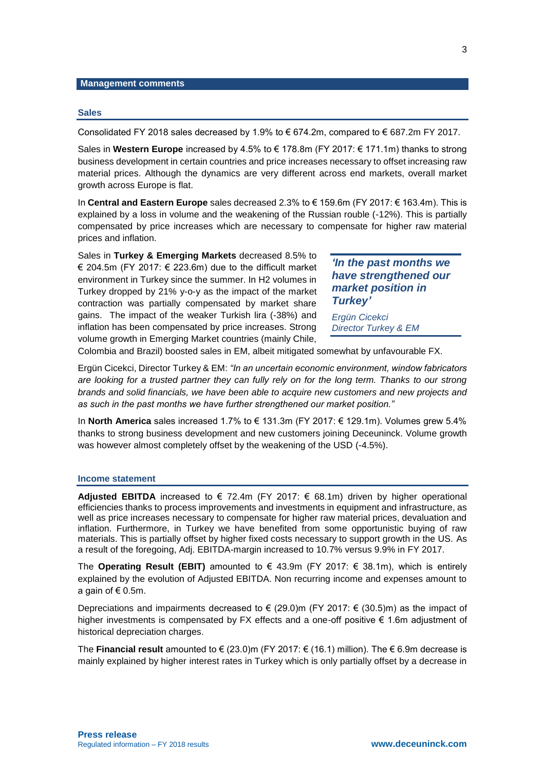## Management comments

### Sales

Consolidated FY 2018 sales decreased by 1.9% to € 674.2m, compared to € 687.2m FY 2017.

Sales in **Western Europe** increased by 4.5% to € 178.8m (FY 2017: € 171.1m) thanks to strong business development in certain countries and price increases necessary to offset increasing raw material prices. Although the dynamics are very different across end markets, overall market growth across Europe is flat.

In **Central and Eastern Europe** sales decreased 2.3% to € 159.6m (FY 2017: € 163.4m). This is explained by a loss in volume and the weakening of the Russian rouble (-12%). This is partially compensated by price increases which are necessary to compensate for higher raw material prices and inflation.

Sales in **Turkey & Emerging Markets** decreased 8.5% to € 204.5m (FY 2017: € 223.6m) due to the difficult market environment in Turkey since the summer. In H2 volumes in Turkey dropped by 21% y-o-y as the impact of the market contraction was partially compensated by market share gains. The impact of the weaker Turkish lira (-38%) and inflation has been compensated by price increases. Strong volume growth in Emerging Market countries (mainly Chile, Colombia and Brazil) boosted sales in EM, albeit mitigated somewhat by unfavourable FX.

> ***'In the past months we have strengthened our market position in Turkey'***
>
> *Ergün Cicekci*
> *Director Turkey & EM*

Ergün Cicekci, Director Turkey & EM: *"In an uncertain economic environment, window fabricators are looking for a trusted partner they can fully rely on for the long term. Thanks to our strong brands and solid financials, we have been able to acquire new customers and new projects and as such in the past months we have further strengthened our market position."*

In **North America** sales increased 1.7% to € 131.3m (FY 2017: € 129.1m). Volumes grew 5.4% thanks to strong business development and new customers joining Deceuninck. Volume growth was however almost completely offset by the weakening of the USD (-4.5%).

### Income statement

**Adjusted EBITDA** increased to € 72.4m (FY 2017: € 68.1m) driven by higher operational efficiencies thanks to process improvements and investments in equipment and infrastructure, as well as price increases necessary to compensate for higher raw material prices, devaluation and inflation. Furthermore, in Turkey we have benefited from some opportunistic buying of raw materials. This is partially offset by higher fixed costs necessary to support growth in the US. As a result of the foregoing, Adj. EBITDA-margin increased to 10.7% versus 9.9% in FY 2017.

The **Operating Result (EBIT)** amounted to € 43.9m (FY 2017: € 38.1m), which is entirely explained by the evolution of Adjusted EBITDA. Non recurring income and expenses amount to a gain of € 0.5m.

Depreciations and impairments decreased to € (29.0)m (FY 2017: € (30.5)m) as the impact of higher investments is compensated by FX effects and a one-off positive € 1.6m adjustment of historical depreciation charges.

The **Financial result** amounted to € (23.0)m (FY 2017: € (16.1) million). The € 6.9m decrease is mainly explained by higher interest rates in Turkey which is only partially offset by a decrease in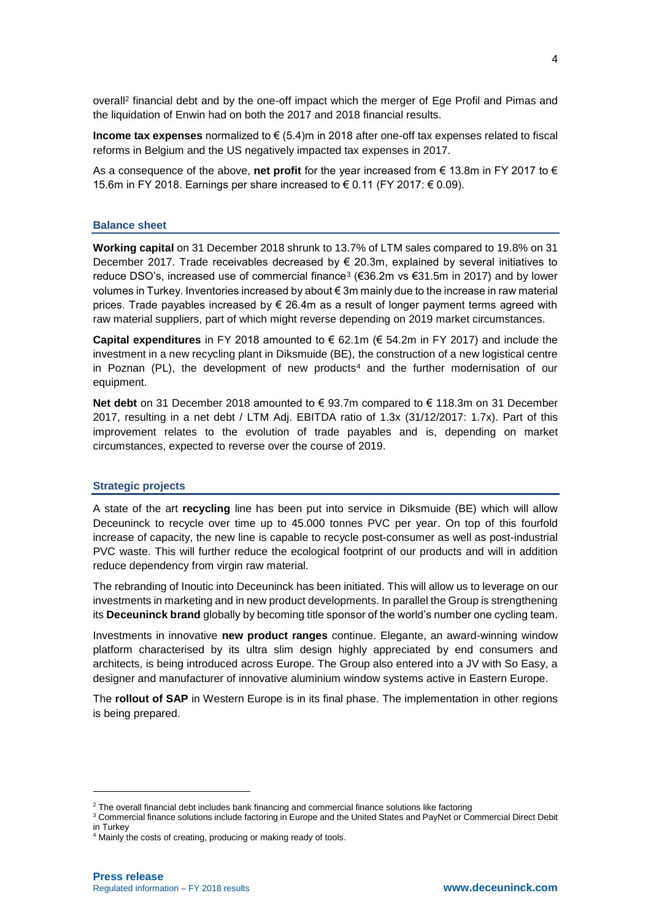overall[2] financial debt and by the one-off impact which the merger of Ege Profil and Pimas and the liquidation of Enwin had on both the 2017 and 2018 financial results.

**Income tax expenses** normalized to € (5.4)m in 2018 after one-off tax expenses related to fiscal reforms in Belgium and the US negatively impacted tax expenses in 2017.

As a consequence of the above, **net profit** for the year increased from € 13.8m in FY 2017 to € 15.6m in FY 2018. Earnings per share increased to € 0.11 (FY 2017: € 0.09).

## Balance sheet

**Working capital** on 31 December 2018 shrunk to 13.7% of LTM sales compared to 19.8% on 31 December 2017. Trade receivables decreased by € 20.3m, explained by several initiatives to reduce DSO's, increased use of commercial finance[3] (€36.2m vs €31.5m in 2017) and by lower volumes in Turkey. Inventories increased by about € 3m mainly due to the increase in raw material prices. Trade payables increased by € 26.4m as a result of longer payment terms agreed with raw material suppliers, part of which might reverse depending on 2019 market circumstances.

**Capital expenditures** in FY 2018 amounted to € 62.1m (€ 54.2m in FY 2017) and include the investment in a new recycling plant in Diksmuide (BE), the construction of a new logistical centre in Poznan (PL), the development of new products[4] and the further modernisation of our equipment.

**Net debt** on 31 December 2018 amounted to € 93.7m compared to € 118.3m on 31 December 2017, resulting in a net debt / LTM Adj. EBITDA ratio of 1.3x (31/12/2017: 1.7x). Part of this improvement relates to the evolution of trade payables and is, depending on market circumstances, expected to reverse over the course of 2019.

## Strategic projects

A state of the art **recycling** line has been put into service in Diksmuide (BE) which will allow Deceuninck to recycle over time up to 45.000 tonnes PVC per year. On top of this fourfold increase of capacity, the new line is capable to recycle post-consumer as well as post-industrial PVC waste. This will further reduce the ecological footprint of our products and will in addition reduce dependency from virgin raw material.

The rebranding of Inoutic into Deceuninck has been initiated. This will allow us to leverage on our investments in marketing and in new product developments. In parallel the Group is strengthening its **Deceuninck brand** globally by becoming title sponsor of the world's number one cycling team.

Investments in innovative **new product ranges** continue. Elegante, an award-winning window platform characterised by its ultra slim design highly appreciated by end consumers and architects, is being introduced across Europe. The Group also entered into a JV with So Easy, a designer and manufacturer of innovative aluminium window systems active in Eastern Europe.

The **rollout of SAP** in Western Europe is in its final phase. The implementation in other regions is being prepared.

---

[2] The overall financial debt includes bank financing and commercial finance solutions like factoring

[3] Commercial finance solutions include factoring in Europe and the United States and PayNet or Commercial Direct Debit in Turkey

[4] Mainly the costs of creating, producing or making ready of tools.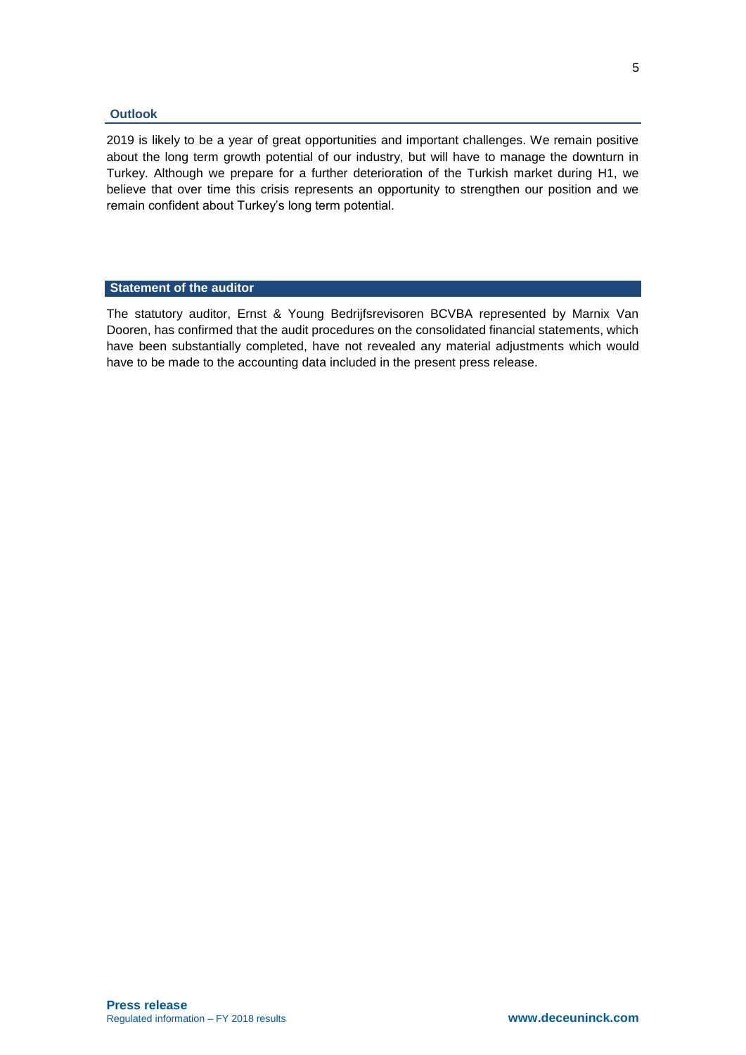## Outlook

2019 is likely to be a year of great opportunities and important challenges. We remain positive about the long term growth potential of our industry, but will have to manage the downturn in Turkey. Although we prepare for a further deterioration of the Turkish market during H1, we believe that over time this crisis represents an opportunity to strengthen our position and we remain confident about Turkey's long term potential.

## Statement of the auditor

The statutory auditor, Ernst & Young Bedrijfsrevisoren BCVBA represented by Marnix Van Dooren, has confirmed that the audit procedures on the consolidated financial statements, which have been substantially completed, have not revealed any material adjustments which would have to be made to the accounting data included in the present press release.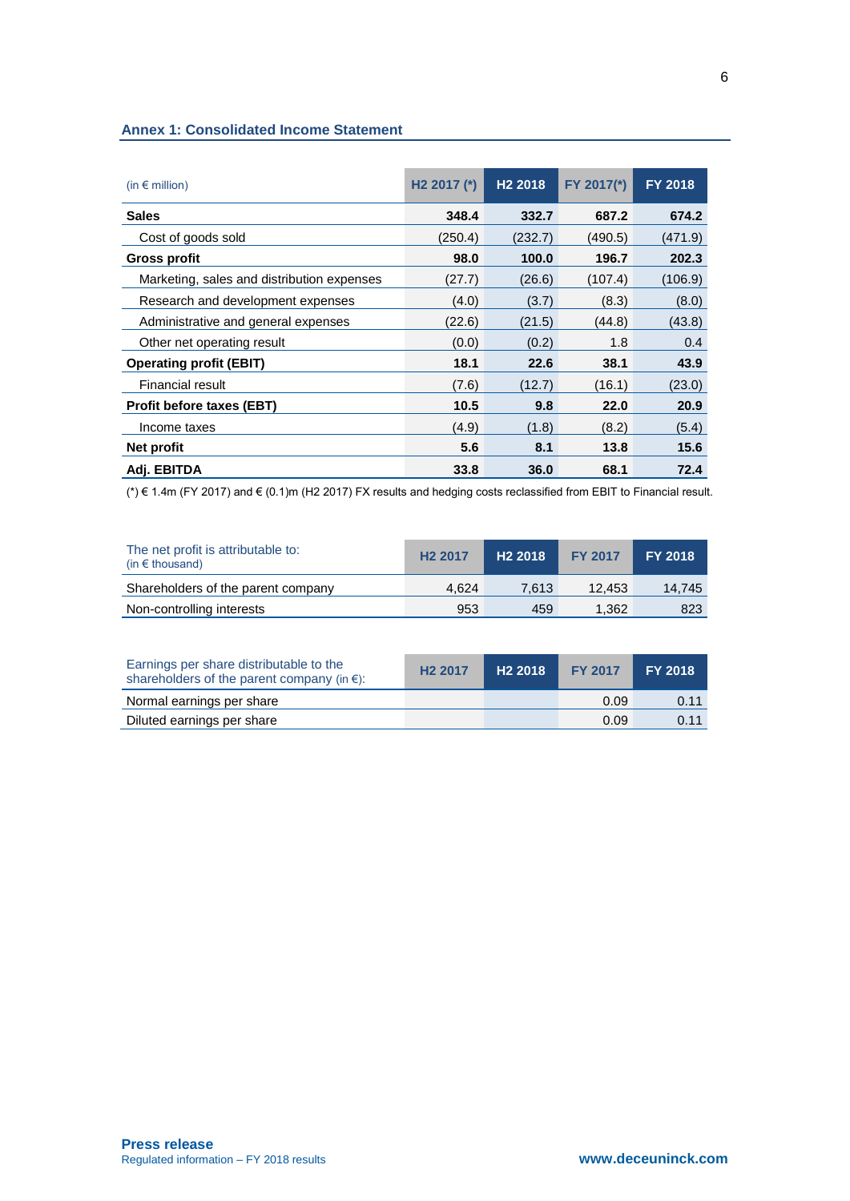## Annex 1: Consolidated Income Statement

| (in € million) | H2 2017 (*) | H2 2018 | FY 2017(*) | FY 2018 |
|---|---|---|---|---|
| **Sales** | **348.4** | **332.7** | **687.2** | **674.2** |
| Cost of goods sold | (250.4) | (232.7) | (490.5) | (471.9) |
| **Gross profit** | **98.0** | **100.0** | **196.7** | **202.3** |
| Marketing, sales and distribution expenses | (27.7) | (26.6) | (107.4) | (106.9) |
| Research and development expenses | (4.0) | (3.7) | (8.3) | (8.0) |
| Administrative and general expenses | (22.6) | (21.5) | (44.8) | (43.8) |
| Other net operating result | (0.0) | (0.2) | 1.8 | 0.4 |
| **Operating profit (EBIT)** | **18.1** | **22.6** | **38.1** | **43.9** |
| Financial result | (7.6) | (12.7) | (16.1) | (23.0) |
| **Profit before taxes (EBT)** | **10.5** | **9.8** | **22.0** | **20.9** |
| Income taxes | (4.9) | (1.8) | (8.2) | (5.4) |
| **Net profit** | **5.6** | **8.1** | **13.8** | **15.6** |
| **Adj. EBITDA** | **33.8** | **36.0** | **68.1** | **72.4** |

(*) € 1.4m (FY 2017) and € (0.1)m (H2 2017) FX results and hedging costs reclassified from EBIT to Financial result.

| The net profit is attributable to: (in € thousand) | H2 2017 | H2 2018 | FY 2017 | FY 2018 |
|---|---|---|---|---|
| Shareholders of the parent company | 4,624 | 7,613 | 12,453 | 14,745 |
| Non-controlling interests | 953 | 459 | 1,362 | 823 |

| Earnings per share distributable to the shareholders of the parent company (in €): | H2 2017 | H2 2018 | FY 2017 | FY 2018 |
|---|---|---|---|---|
| Normal earnings per share | | | 0.09 | 0.11 |
| Diluted earnings per share | | | 0.09 | 0.11 |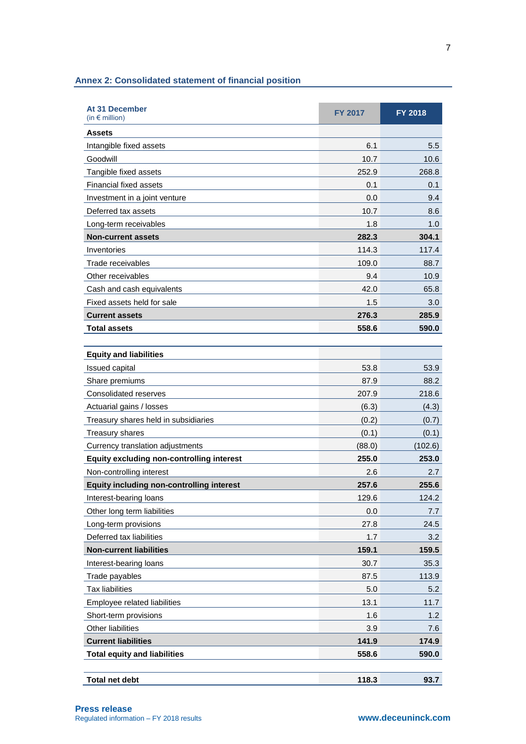## Annex 2: Consolidated statement of financial position

| At 31 December (in € million) | FY 2017 | FY 2018 |
|---|---|---|
| **Assets** | | |
| Intangible fixed assets | 6.1 | 5.5 |
| Goodwill | 10.7 | 10.6 |
| Tangible fixed assets | 252.9 | 268.8 |
| Financial fixed assets | 0.1 | 0.1 |
| Investment in a joint venture | 0.0 | 9.4 |
| Deferred tax assets | 10.7 | 8.6 |
| Long-term receivables | 1.8 | 1.0 |
| **Non-current assets** | **282.3** | **304.1** |
| Inventories | 114.3 | 117.4 |
| Trade receivables | 109.0 | 88.7 |
| Other receivables | 9.4 | 10.9 |
| Cash and cash equivalents | 42.0 | 65.8 |
| Fixed assets held for sale | 1.5 | 3.0 |
| **Current assets** | **276.3** | **285.9** |
| **Total assets** | **558.6** | **590.0** |
| | | |
| **Equity and liabilities** | | |
| Issued capital | 53.8 | 53.9 |
| Share premiums | 87.9 | 88.2 |
| Consolidated reserves | 207.9 | 218.6 |
| Actuarial gains / losses | (6.3) | (4.3) |
| Treasury shares held in subsidiaries | (0.2) | (0.7) |
| Treasury shares | (0.1) | (0.1) |
| Currency translation adjustments | (88.0) | (102.6) |
| **Equity excluding non-controlling interest** | **255.0** | **253.0** |
| Non-controlling interest | 2.6 | 2.7 |
| **Equity including non-controlling interest** | **257.6** | **255.6** |
| Interest-bearing loans | 129.6 | 124.2 |
| Other long term liabilities | 0.0 | 7.7 |
| Long-term provisions | 27.8 | 24.5 |
| Deferred tax liabilities | 1.7 | 3.2 |
| **Non-current liabilities** | **159.1** | **159.5** |
| Interest-bearing loans | 30.7 | 35.3 |
| Trade payables | 87.5 | 113.9 |
| Tax liabilities | 5.0 | 5.2 |
| Employee related liabilities | 13.1 | 11.7 |
| Short-term provisions | 1.6 | 1.2 |
| Other liabilities | 3.9 | 7.6 |
| **Current liabilities** | **141.9** | **174.9** |
| **Total equity and liabilities** | **558.6** | **590.0** |
| | | |
| **Total net debt** | **118.3** | **93.7** |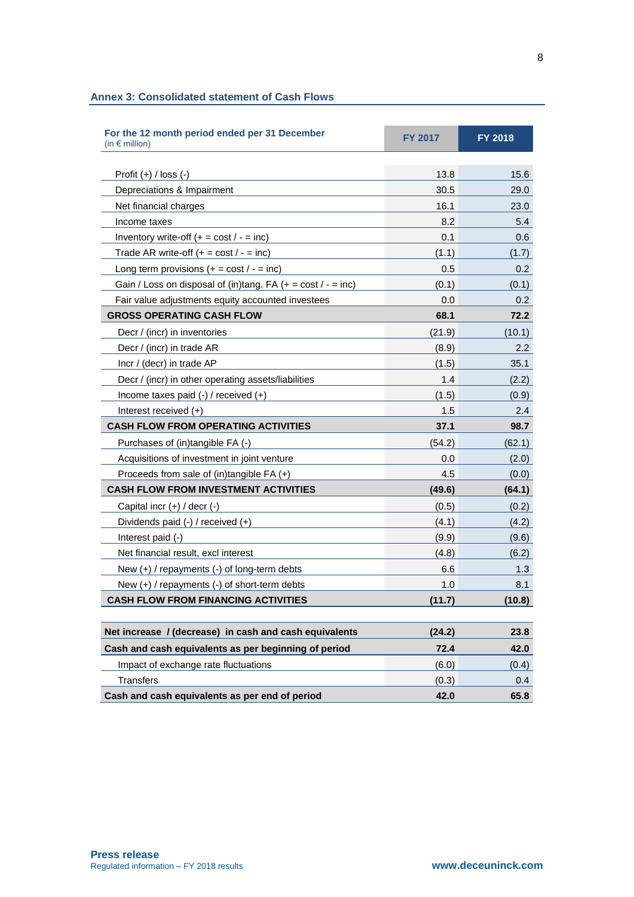## Annex 3: Consolidated statement of Cash Flows

| For the 12 month period ended per 31 December (in € million) | FY 2017 | FY 2018 |
|---|---|---|
| Profit (+) / loss (-) | 13.8 | 15.6 |
| Depreciations & Impairment | 30.5 | 29.0 |
| Net financial charges | 16.1 | 23.0 |
| Income taxes | 8.2 | 5.4 |
| Inventory write-off (+ = cost / - = inc) | 0.1 | 0.6 |
| Trade AR write-off (+ = cost / - = inc) | (1.1) | (1.7) |
| Long term provisions (+ = cost / - = inc) | 0.5 | 0.2 |
| Gain / Loss on disposal of (in)tang. FA (+ = cost / - = inc) | (0.1) | (0.1) |
| Fair value adjustments equity accounted investees | 0.0 | 0.2 |
| **GROSS OPERATING CASH FLOW** | **68.1** | **72.2** |
| Decr / (incr) in inventories | (21.9) | (10.1) |
| Decr / (incr) in trade AR | (8.9) | 2.2 |
| Incr / (decr) in trade AP | (1.5) | 35.1 |
| Decr / (incr) in other operating assets/liabilities | 1.4 | (2.2) |
| Income taxes paid (-) / received (+) | (1.5) | (0.9) |
| Interest received (+) | 1.5 | 2.4 |
| **CASH FLOW FROM OPERATING ACTIVITIES** | **37.1** | **98.7** |
| Purchases of (in)tangible FA (-) | (54.2) | (62.1) |
| Acquisitions of investment in joint venture | 0.0 | (2.0) |
| Proceeds from sale of (in)tangible FA (+) | 4.5 | (0.0) |
| **CASH FLOW FROM INVESTMENT ACTIVITIES** | **(49.6)** | **(64.1)** |
| Capital incr (+) / decr (-) | (0.5) | (0.2) |
| Dividends paid (-) / received (+) | (4.1) | (4.2) |
| Interest paid (-) | (9.9) | (9.6) |
| Net financial result, excl interest | (4.8) | (6.2) |
| New (+) / repayments (-) of long-term debts | 6.6 | 1.3 |
| New (+) / repayments (-) of short-term debts | 1.0 | 8.1 |
| **CASH FLOW FROM FINANCING ACTIVITIES** | **(11.7)** | **(10.8)** |
| **Net increase / (decrease) in cash and cash equivalents** | **(24.2)** | **23.8** |
| **Cash and cash equivalents as per beginning of period** | **72.4** | **42.0** |
| Impact of exchange rate fluctuations | (6.0) | (0.4) |
| Transfers | (0.3) | 0.4 |
| **Cash and cash equivalents as per end of period** | **42.0** | **65.8** |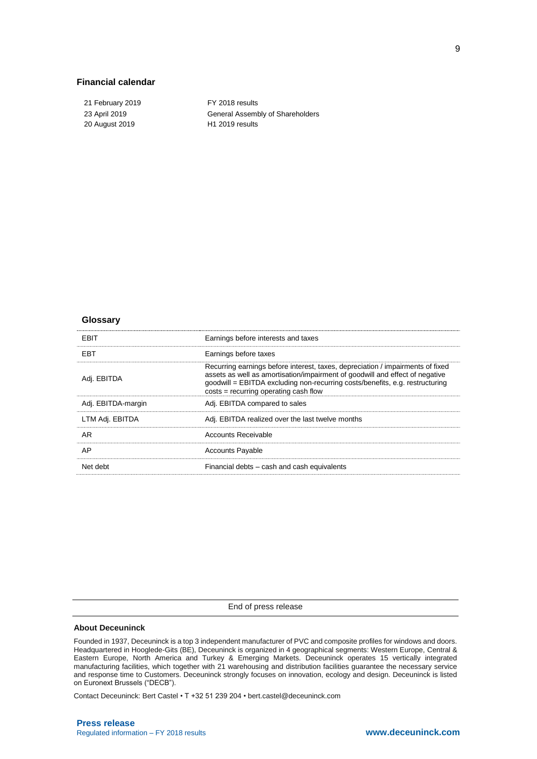## Financial calendar

| | |
|---|---|
| 21 February 2019 | FY 2018 results |
| 23 April 2019 | General Assembly of Shareholders |
| 20 August 2019 | H1 2019 results |

## Glossary

| | |
|---|---|
| EBIT | Earnings before interests and taxes |
| EBT | Earnings before taxes |
| Adj. EBITDA | Recurring earnings before interest, taxes, depreciation / impairments of fixed assets as well as amortisation/impairment of goodwill and effect of negative goodwill = EBITDA excluding non-recurring costs/benefits, e.g. restructuring costs = recurring operating cash flow |
| Adj. EBITDA-margin | Adj. EBITDA compared to sales |
| LTM Adj. EBITDA | Adj. EBITDA realized over the last twelve months |
| AR | Accounts Receivable |
| AP | Accounts Payable |
| Net debt | Financial debts – cash and cash equivalents |

End of press release

**About Deceuninck**

Founded in 1937, Deceuninck is a top 3 independent manufacturer of PVC and composite profiles for windows and doors. Headquartered in Hooglede-Gits (BE), Deceuninck is organized in 4 geographical segments: Western Europe, Central & Eastern Europe, North America and Turkey & Emerging Markets. Deceuninck operates 15 vertically integrated manufacturing facilities, which together with 21 warehousing and distribution facilities guarantee the necessary service and response time to Customers. Deceuninck strongly focuses on innovation, ecology and design. Deceuninck is listed on Euronext Brussels ("DECB").

Contact Deceuninck: Bert Castel • T +32 51 239 204 • bert.castel@deceuninck.com

**Press release**
Regulated information – FY 2018 results

**www.deceuninck.com**